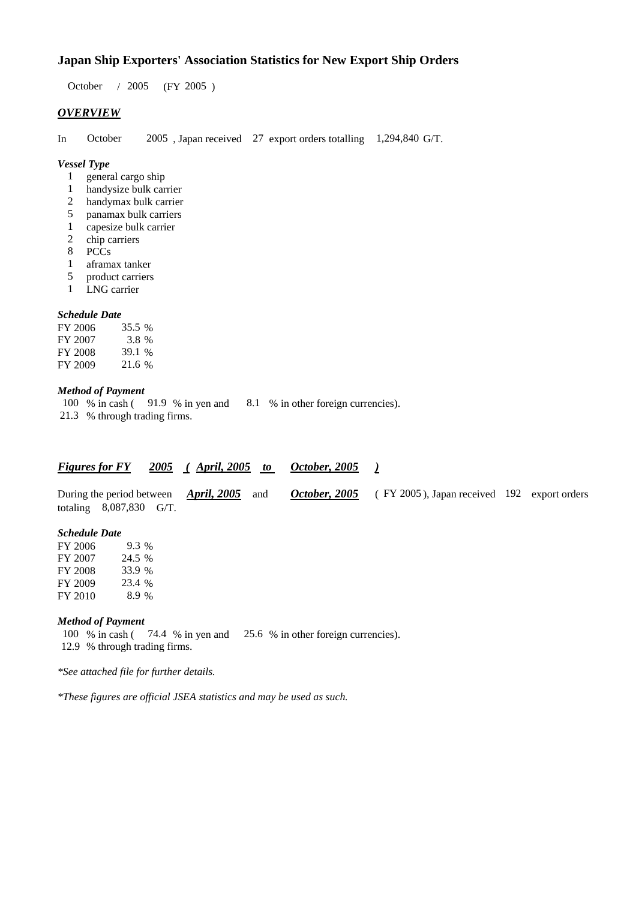# Japan Ship Exporters' Association Statistics for New Export Ship Orders

October / 2005 (FY 2005 )

## *OVERVIEW*

In October 2005 , Japan received 27 export orders totalling 1,294,840 G/T.

### *Vessel Type*

- 1 general cargo ship
- 1 handysize bulk carrier
- 2 handymax bulk carrier
- 5 panamax bulk carriers
- 1 capesize bulk carrier
- 2 chip carriers
- 8 PCCs
- 1 aframax tanker
- 5 product carriers
- 1 LNG carrier

### *Schedule Date*

| | |
|---|---|
| FY 2006 | 35.5 % |
| FY 2007 | 3.8 % |
| FY 2008 | 39.1 % |
| FY 2009 | 21.6 % |

### *Method of Payment*

100 % in cash ( 91.9 % in yen and 8.1 % in other foreign currencies).
21.3 % through trading firms.

## *Figures for FY 2005 ( April, 2005 to October, 2005 )*

During the period between ***April, 2005*** and ***October, 2005*** ( FY 2005 ), Japan received 192 export orders totaling 8,087,830 G/T.

### *Schedule Date*

| | |
|---|---|
| FY 2006 | 9.3 % |
| FY 2007 | 24.5 % |
| FY 2008 | 33.9 % |
| FY 2009 | 23.4 % |
| FY 2010 | 8.9 % |

### *Method of Payment*

100 % in cash ( 74.4 % in yen and 25.6 % in other foreign currencies).
12.9 % through trading firms.

*\*See attached file for further details.*

*\*These figures are official JSEA statistics and may be used as such.*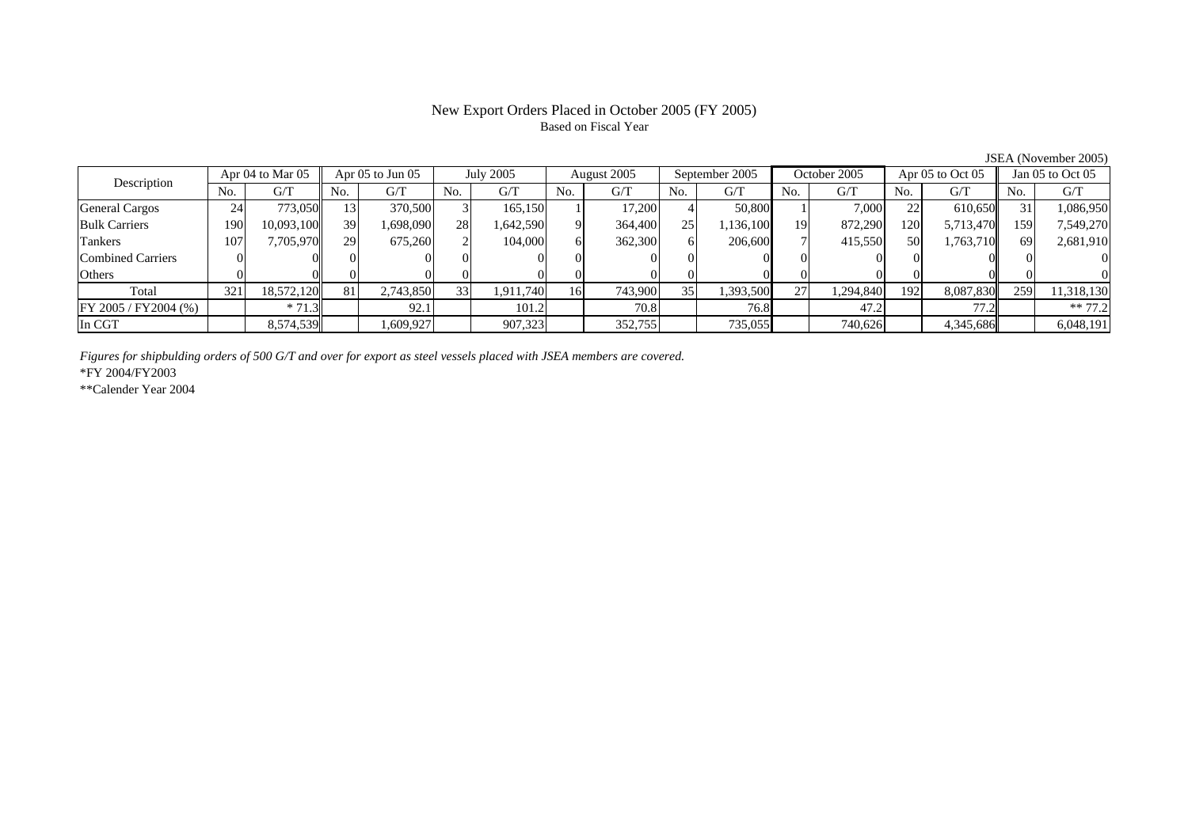# New Export Orders Placed in October 2005 (FY 2005)

Based on Fiscal Year

JSEA (November 2005)

| Description | Apr 04 to Mar 05 | | Apr 05 to Jun 05 | | July 2005 | | August 2005 | | September 2005 | | October 2005 | | Apr 05 to Oct 05 | | Jan 05 to Oct 05 | |
|---|---|---|---|---|---|---|---|---|---|---|---|---|---|---|---|---|
| | No. | G/T | No. | G/T | No. | G/T | No. | G/T | No. | G/T | No. | G/T | No. | G/T | No. | G/T |
| General Cargos | 24 | 773,050 | 13 | 370,500 | 3 | 165,150 | 1 | 17,200 | 4 | 50,800 | 1 | 7,000 | 22 | 610,650 | 31 | 1,086,950 |
| Bulk Carriers | 190 | 10,093,100 | 39 | 1,698,090 | 28 | 1,642,590 | 9 | 364,400 | 25 | 1,136,100 | 19 | 872,290 | 120 | 5,713,470 | 159 | 7,549,270 |
| Tankers | 107 | 7,705,970 | 29 | 675,260 | 2 | 104,000 | 6 | 362,300 | 6 | 206,600 | 7 | 415,550 | 50 | 1,763,710 | 69 | 2,681,910 |
| Combined Carriers | 0 | 0 | 0 | 0 | 0 | 0 | 0 | 0 | 0 | 0 | 0 | 0 | 0 | 0 | 0 | 0 |
| Others | 0 | 0 | 0 | 0 | 0 | 0 | 0 | 0 | 0 | 0 | 0 | 0 | 0 | 0 | 0 | 0 |
| Total | 321 | 18,572,120 | 81 | 2,743,850 | 33 | 1,911,740 | 16 | 743,900 | 35 | 1,393,500 | 27 | 1,294,840 | 192 | 8,087,830 | 259 | 11,318,130 |
| FY 2005 / FY2004 (%) | | * 71.3 | | 92.1 | | 101.2 | | 70.8 | | 76.8 | | 47.2 | | 77.2 | | ** 77.2 |
| In CGT | | 8,574,539 | | 1,609,927 | | 907,323 | | 352,755 | | 735,055 | | 740,626 | | 4,345,686 | | 6,048,191 |

*Figures for shipbulding orders of 500 G/T and over for export as steel vessels placed with JSEA members are covered.*

*FY 2004/FY2003

**Calender Year 2004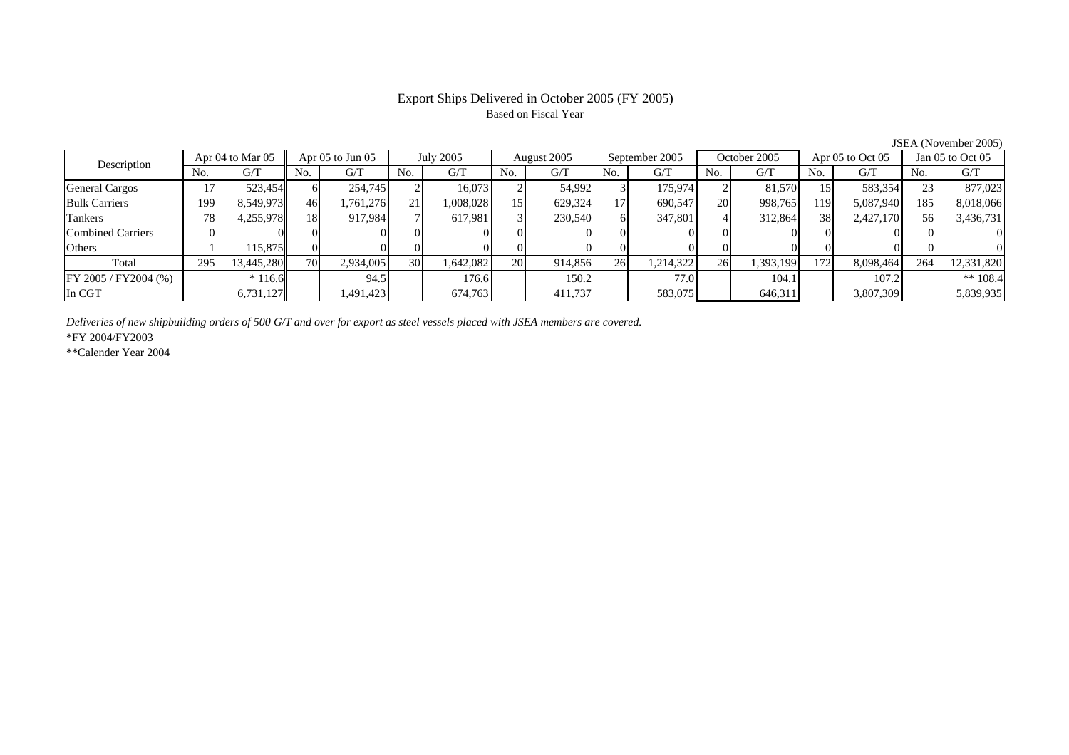# Export Ships Delivered in October 2005 (FY 2005)

Based on Fiscal Year

JSEA (November 2005)

| Description | Apr 04 to Mar 05 | | Apr 05 to Jun 05 | | July 2005 | | August 2005 | | September 2005 | | October 2005 | | Apr 05 to Oct 05 | | Jan 05 to Oct 05 | |
|---|---|---|---|---|---|---|---|---|---|---|---|---|---|---|---|---|
| | No. | G/T | No. | G/T | No. | G/T | No. | G/T | No. | G/T | No. | G/T | No. | G/T | No. | G/T |
| General Cargos | 17 | 523,454 | 6 | 254,745 | 2 | 16,073 | 2 | 54,992 | 3 | 175,974 | 2 | 81,570 | 15 | 583,354 | 23 | 877,023 |
| Bulk Carriers | 199 | 8,549,973 | 46 | 1,761,276 | 21 | 1,008,028 | 15 | 629,324 | 17 | 690,547 | 20 | 998,765 | 119 | 5,087,940 | 185 | 8,018,066 |
| Tankers | 78 | 4,255,978 | 18 | 917,984 | 7 | 617,981 | 3 | 230,540 | 6 | 347,801 | 4 | 312,864 | 38 | 2,427,170 | 56 | 3,436,731 |
| Combined Carriers | 0 | 0 | 0 | 0 | 0 | 0 | 0 | 0 | 0 | 0 | 0 | 0 | 0 | 0 | 0 | 0 |
| Others | 1 | 115,875 | 0 | 0 | 0 | 0 | 0 | 0 | 0 | 0 | 0 | 0 | 0 | 0 | 0 | 0 |
| Total | 295 | 13,445,280 | 70 | 2,934,005 | 30 | 1,642,082 | 20 | 914,856 | 26 | 1,214,322 | 26 | 1,393,199 | 172 | 8,098,464 | 264 | 12,331,820 |
| FY 2005 / FY2004 (%) | | * 116.6 | | 94.5 | | 176.6 | | 150.2 | | 77.0 | | 104.1 | | 107.2 | | ** 108.4 |
| In CGT | | 6,731,127 | | 1,491,423 | | 674,763 | | 411,737 | | 583,075 | | 646,311 | | 3,807,309 | | 5,839,935 |

*Deliveries of new shipbuilding orders of 500 G/T and over for export as steel vessels placed with JSEA members are covered.*

*FY 2004/FY2003

**Calender Year 2004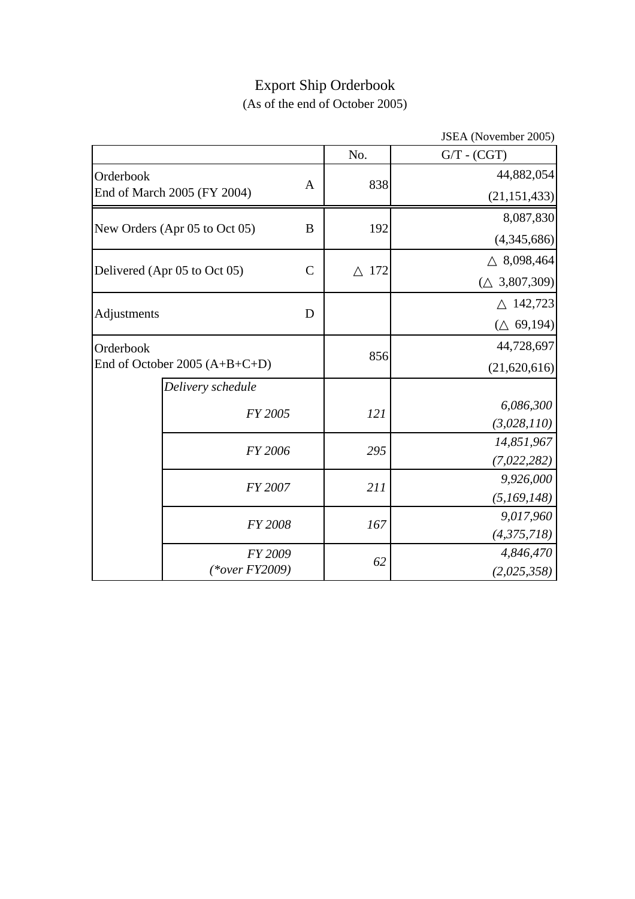# Export Ship Orderbook

(As of the end of October 2005)

JSEA (November 2005)

| | | | No. | G/T - (CGT) |
|---|---|---|---|---|
| Orderbook<br>End of March 2005 (FY 2004) | | A | 838 | 44,882,054<br>(21,151,433) |
| New Orders (Apr 05 to Oct 05) | | B | 192 | 8,087,830<br>(4,345,686) |
| Delivered (Apr 05 to Oct 05) | | C | △ 172 | △ 8,098,464<br>(△ 3,807,309) |
| Adjustments | | D | | △ 142,723<br>(△ 69,194) |
| Orderbook<br>End of October 2005 (A+B+C+D) | | | 856 | 44,728,697<br>(21,620,616) |
| | *Delivery schedule*<br>*FY 2005* | | *121* | *6,086,300*<br>*(3,028,110)* |
| | *FY 2006* | | *295* | *14,851,967*<br>*(7,022,282)* |
| | *FY 2007* | | *211* | *9,926,000*<br>*(5,169,148)* |
| | *FY 2008* | | *167* | *9,017,960*<br>*(4,375,718)* |
| | *FY 2009*<br>*(*over FY2009)* | | *62* | *4,846,470*<br>*(2,025,358)* |